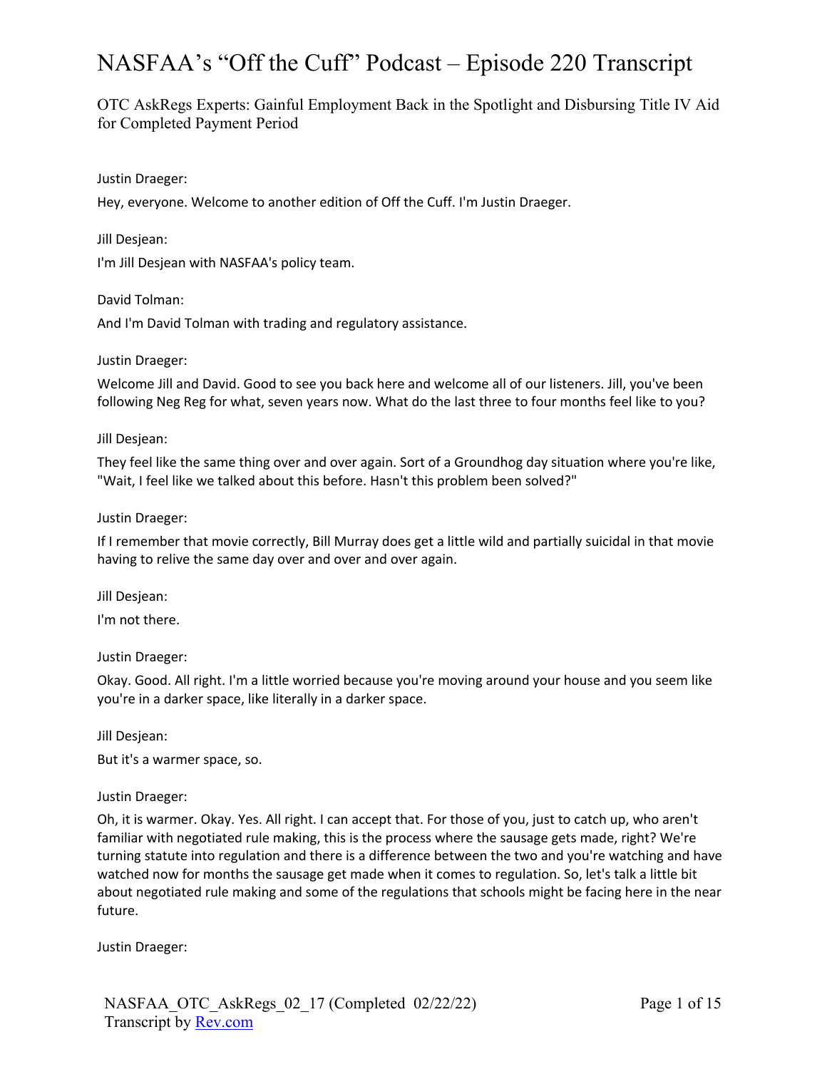# NASFAA's "Off the Cuff" Podcast – Episode 220 Transcript

OTC AskRegs Experts: Gainful Employment Back in the Spotlight and Disbursing Title IV Aid for Completed Payment Period

Justin Draeger:

Hey, everyone. Welcome to another edition of Off the Cuff. I'm Justin Draeger.

Jill Desjean:

I'm Jill Desjean with NASFAA's policy team.

David Tolman:

And I'm David Tolman with trading and regulatory assistance.

Justin Draeger:

Welcome Jill and David. Good to see you back here and welcome all of our listeners. Jill, you've been following Neg Reg for what, seven years now. What do the last three to four months feel like to you?

Jill Desjean:

They feel like the same thing over and over again. Sort of a Groundhog day situation where you're like, "Wait, I feel like we talked about this before. Hasn't this problem been solved?"

Justin Draeger:

If I remember that movie correctly, Bill Murray does get a little wild and partially suicidal in that movie having to relive the same day over and over and over again.

Jill Desjean:

I'm not there.

Justin Draeger:

Okay. Good. All right. I'm a little worried because you're moving around your house and you seem like you're in a darker space, like literally in a darker space.

Jill Desjean:

But it's a warmer space, so.

Justin Draeger:

Oh, it is warmer. Okay. Yes. All right. I can accept that. For those of you, just to catch up, who aren't familiar with negotiated rule making, this is the process where the sausage gets made, right? We're turning statute into regulation and there is a difference between the two and you're watching and have watched now for months the sausage get made when it comes to regulation. So, let's talk a little bit about negotiated rule making and some of the regulations that schools might be facing here in the near future.

Justin Draeger:

NASFAA_OTC_AskRegs_02_17 (Completed 02/22/22)
Transcript by Rev.com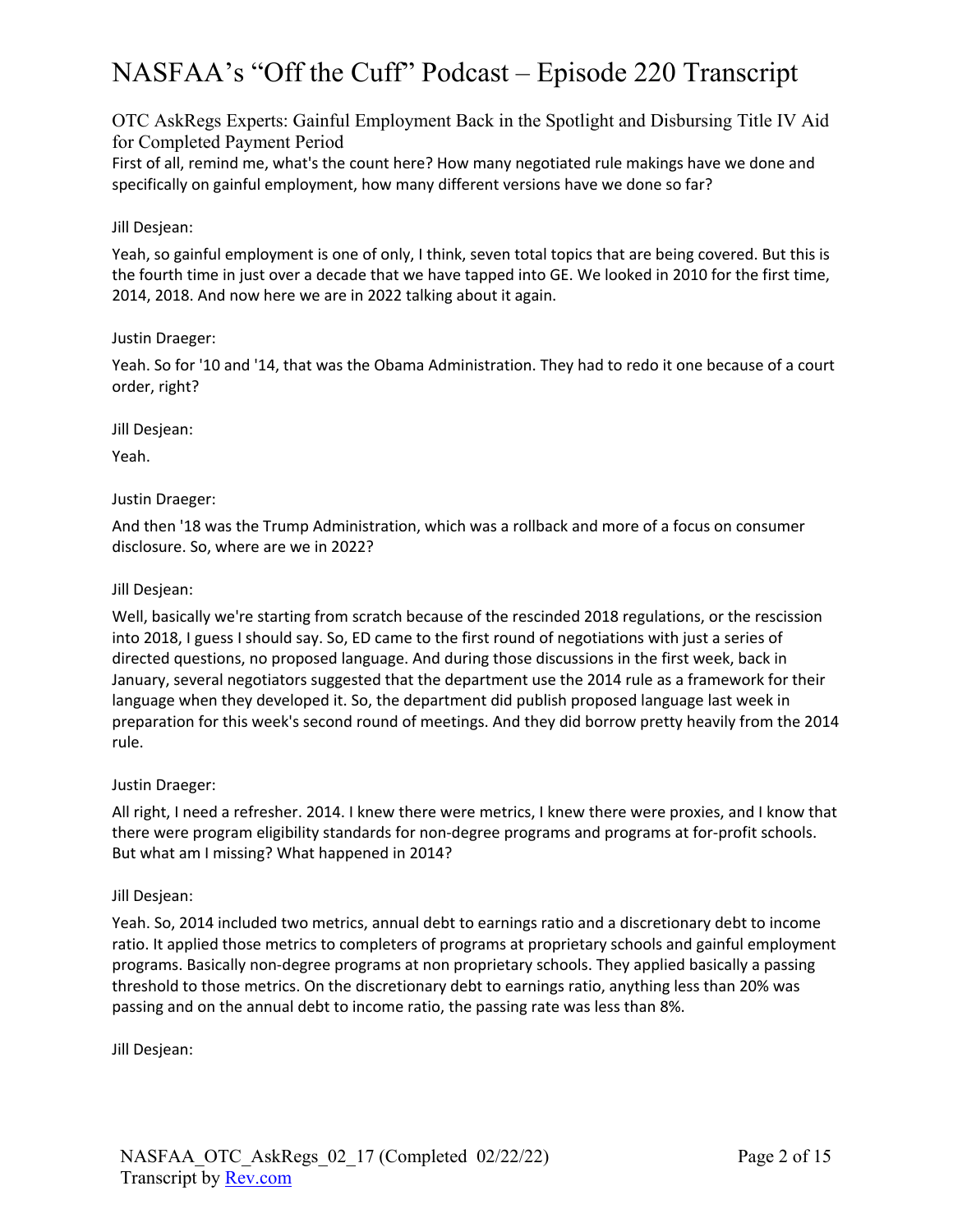OTC AskRegs Experts: Gainful Employment Back in the Spotlight and Disbursing Title IV Aid for Completed Payment Period

First of all, remind me, what's the count here? How many negotiated rule makings have we done and specifically on gainful employment, how many different versions have we done so far?

Jill Desjean:

Yeah, so gainful employment is one of only, I think, seven total topics that are being covered. But this is the fourth time in just over a decade that we have tapped into GE. We looked in 2010 for the first time, 2014, 2018. And now here we are in 2022 talking about it again.

Justin Draeger:

Yeah. So for '10 and '14, that was the Obama Administration. They had to redo it one because of a court order, right?

Jill Desjean:

Yeah.

Justin Draeger:

And then '18 was the Trump Administration, which was a rollback and more of a focus on consumer disclosure. So, where are we in 2022?

Jill Desjean:

Well, basically we're starting from scratch because of the rescinded 2018 regulations, or the rescission into 2018, I guess I should say. So, ED came to the first round of negotiations with just a series of directed questions, no proposed language. And during those discussions in the first week, back in January, several negotiators suggested that the department use the 2014 rule as a framework for their language when they developed it. So, the department did publish proposed language last week in preparation for this week's second round of meetings. And they did borrow pretty heavily from the 2014 rule.

Justin Draeger:

All right, I need a refresher. 2014. I knew there were metrics, I knew there were proxies, and I know that there were program eligibility standards for non-degree programs and programs at for-profit schools. But what am I missing? What happened in 2014?

Jill Desjean:

Yeah. So, 2014 included two metrics, annual debt to earnings ratio and a discretionary debt to income ratio. It applied those metrics to completers of programs at proprietary schools and gainful employment programs. Basically non-degree programs at non proprietary schools. They applied basically a passing threshold to those metrics. On the discretionary debt to earnings ratio, anything less than 20% was passing and on the annual debt to income ratio, the passing rate was less than 8%.

Jill Desjean: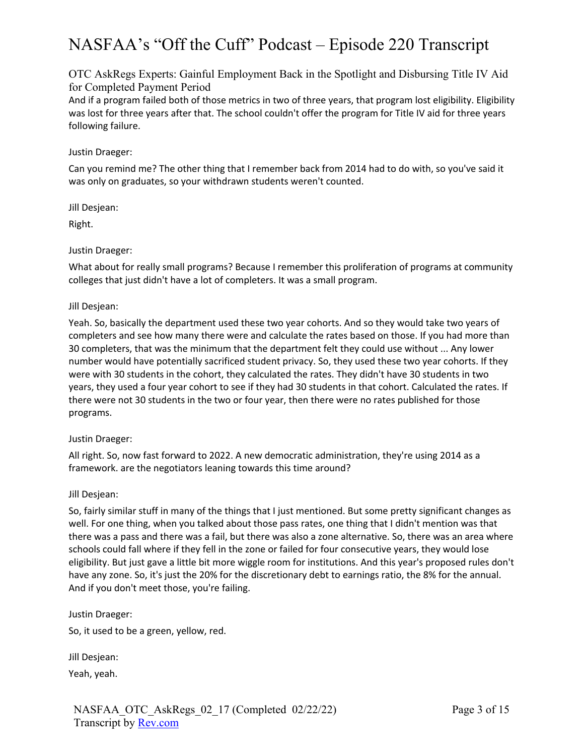And if a program failed both of those metrics in two of three years, that program lost eligibility. Eligibility was lost for three years after that. The school couldn't offer the program for Title IV aid for three years following failure.

Justin Draeger:

Can you remind me? The other thing that I remember back from 2014 had to do with, so you've said it was only on graduates, so your withdrawn students weren't counted.

Jill Desjean:

Right.

Justin Draeger:

What about for really small programs? Because I remember this proliferation of programs at community colleges that just didn't have a lot of completers. It was a small program.

Jill Desjean:

Yeah. So, basically the department used these two year cohorts. And so they would take two years of completers and see how many there were and calculate the rates based on those. If you had more than 30 completers, that was the minimum that the department felt they could use without ... Any lower number would have potentially sacrificed student privacy. So, they used these two year cohorts. If they were with 30 students in the cohort, they calculated the rates. They didn't have 30 students in two years, they used a four year cohort to see if they had 30 students in that cohort. Calculated the rates. If there were not 30 students in the two or four year, then there were no rates published for those programs.

Justin Draeger:

All right. So, now fast forward to 2022. A new democratic administration, they're using 2014 as a framework. are the negotiators leaning towards this time around?

Jill Desjean:

So, fairly similar stuff in many of the things that I just mentioned. But some pretty significant changes as well. For one thing, when you talked about those pass rates, one thing that I didn't mention was that there was a pass and there was a fail, but there was also a zone alternative. So, there was an area where schools could fall where if they fell in the zone or failed for four consecutive years, they would lose eligibility. But just gave a little bit more wiggle room for institutions. And this year's proposed rules don't have any zone. So, it's just the 20% for the discretionary debt to earnings ratio, the 8% for the annual. And if you don't meet those, you're failing.

Justin Draeger:

So, it used to be a green, yellow, red.

Jill Desjean:

Yeah, yeah.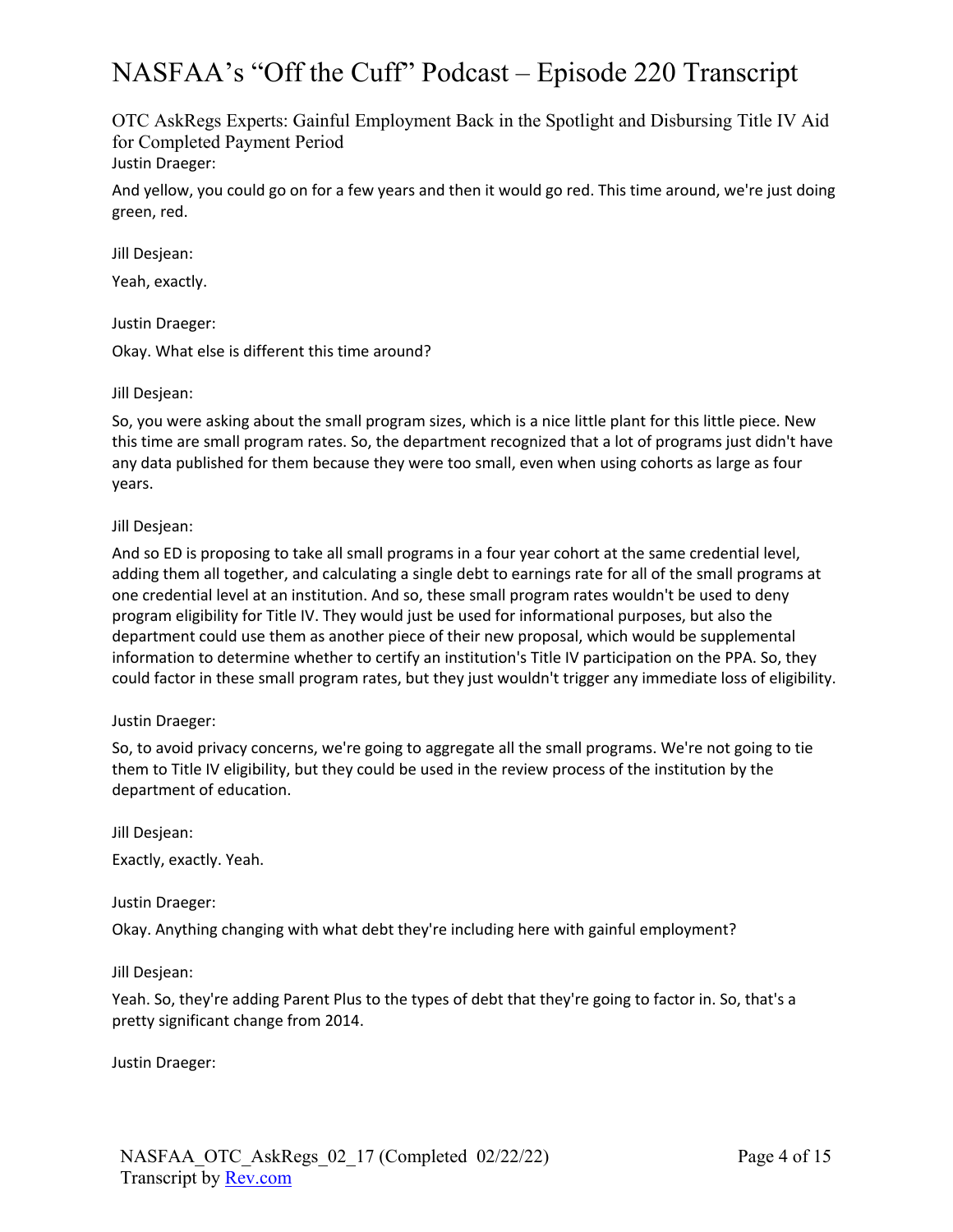Justin Draeger:

And yellow, you could go on for a few years and then it would go red. This time around, we're just doing green, red.

Jill Desjean:

Yeah, exactly.

Justin Draeger:

Okay. What else is different this time around?

Jill Desjean:

So, you were asking about the small program sizes, which is a nice little plant for this little piece. New this time are small program rates. So, the department recognized that a lot of programs just didn't have any data published for them because they were too small, even when using cohorts as large as four years.

Jill Desjean:

And so ED is proposing to take all small programs in a four year cohort at the same credential level, adding them all together, and calculating a single debt to earnings rate for all of the small programs at one credential level at an institution. And so, these small program rates wouldn't be used to deny program eligibility for Title IV. They would just be used for informational purposes, but also the department could use them as another piece of their new proposal, which would be supplemental information to determine whether to certify an institution's Title IV participation on the PPA. So, they could factor in these small program rates, but they just wouldn't trigger any immediate loss of eligibility.

Justin Draeger:

So, to avoid privacy concerns, we're going to aggregate all the small programs. We're not going to tie them to Title IV eligibility, but they could be used in the review process of the institution by the department of education.

Jill Desjean:

Exactly, exactly. Yeah.

Justin Draeger:

Okay. Anything changing with what debt they're including here with gainful employment?

Jill Desjean:

Yeah. So, they're adding Parent Plus to the types of debt that they're going to factor in. So, that's a pretty significant change from 2014.

Justin Draeger: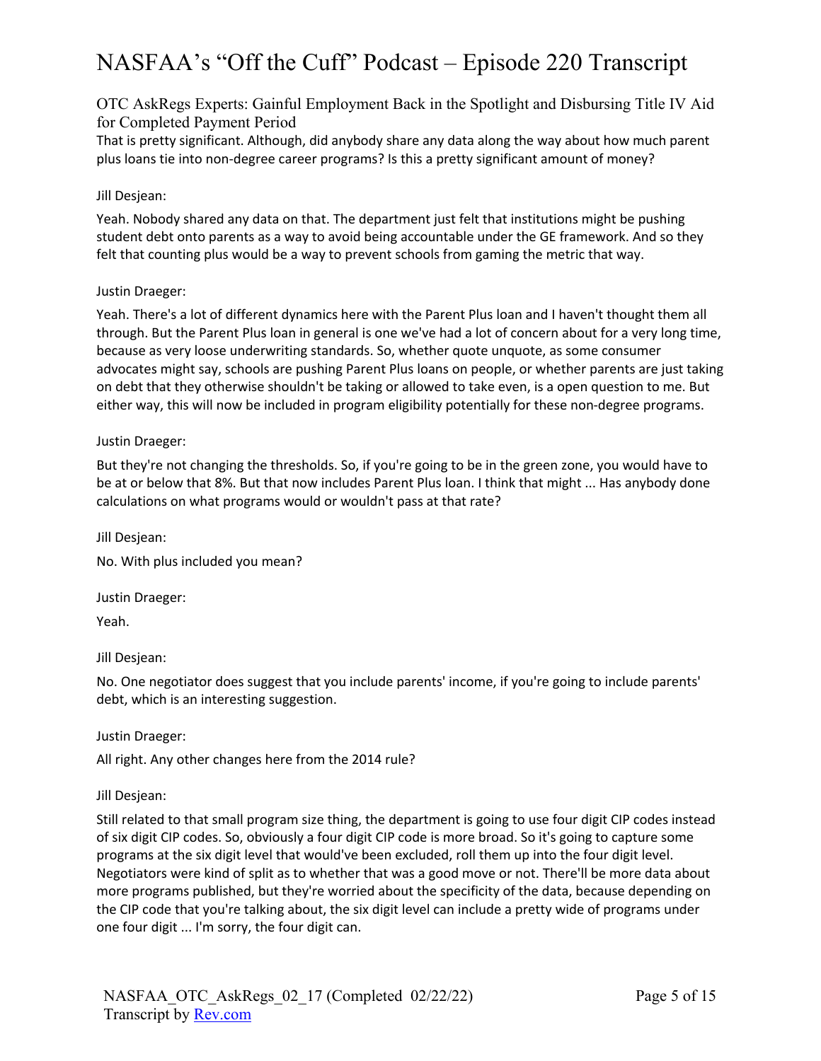That is pretty significant. Although, did anybody share any data along the way about how much parent plus loans tie into non-degree career programs? Is this a pretty significant amount of money?

Jill Desjean:

Yeah. Nobody shared any data on that. The department just felt that institutions might be pushing student debt onto parents as a way to avoid being accountable under the GE framework. And so they felt that counting plus would be a way to prevent schools from gaming the metric that way.

Justin Draeger:

Yeah. There's a lot of different dynamics here with the Parent Plus loan and I haven't thought them all through. But the Parent Plus loan in general is one we've had a lot of concern about for a very long time, because as very loose underwriting standards. So, whether quote unquote, as some consumer advocates might say, schools are pushing Parent Plus loans on people, or whether parents are just taking on debt that they otherwise shouldn't be taking or allowed to take even, is a open question to me. But either way, this will now be included in program eligibility potentially for these non-degree programs.

Justin Draeger:

But they're not changing the thresholds. So, if you're going to be in the green zone, you would have to be at or below that 8%. But that now includes Parent Plus loan. I think that might ... Has anybody done calculations on what programs would or wouldn't pass at that rate?

Jill Desjean:

No. With plus included you mean?

Justin Draeger:

Yeah.

Jill Desjean:

No. One negotiator does suggest that you include parents' income, if you're going to include parents' debt, which is an interesting suggestion.

Justin Draeger:

All right. Any other changes here from the 2014 rule?

Jill Desjean:

Still related to that small program size thing, the department is going to use four digit CIP codes instead of six digit CIP codes. So, obviously a four digit CIP code is more broad. So it's going to capture some programs at the six digit level that would've been excluded, roll them up into the four digit level. Negotiators were kind of split as to whether that was a good move or not. There'll be more data about more programs published, but they're worried about the specificity of the data, because depending on the CIP code that you're talking about, the six digit level can include a pretty wide of programs under one four digit ... I'm sorry, the four digit can.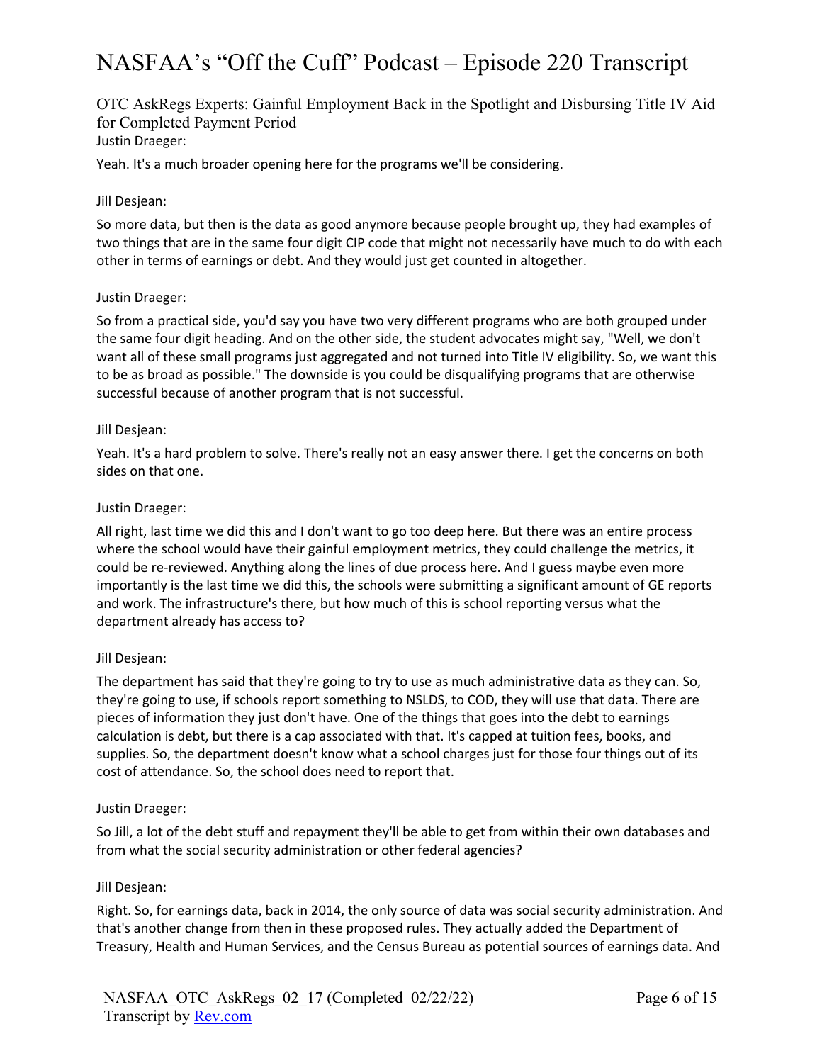Justin Draeger:

Yeah. It's a much broader opening here for the programs we'll be considering.

Jill Desjean:

So more data, but then is the data as good anymore because people brought up, they had examples of two things that are in the same four digit CIP code that might not necessarily have much to do with each other in terms of earnings or debt. And they would just get counted in altogether.

Justin Draeger:

So from a practical side, you'd say you have two very different programs who are both grouped under the same four digit heading. And on the other side, the student advocates might say, "Well, we don't want all of these small programs just aggregated and not turned into Title IV eligibility. So, we want this to be as broad as possible." The downside is you could be disqualifying programs that are otherwise successful because of another program that is not successful.

Jill Desjean:

Yeah. It's a hard problem to solve. There's really not an easy answer there. I get the concerns on both sides on that one.

Justin Draeger:

All right, last time we did this and I don't want to go too deep here. But there was an entire process where the school would have their gainful employment metrics, they could challenge the metrics, it could be re-reviewed. Anything along the lines of due process here. And I guess maybe even more importantly is the last time we did this, the schools were submitting a significant amount of GE reports and work. The infrastructure's there, but how much of this is school reporting versus what the department already has access to?

Jill Desjean:

The department has said that they're going to try to use as much administrative data as they can. So, they're going to use, if schools report something to NSLDS, to COD, they will use that data. There are pieces of information they just don't have. One of the things that goes into the debt to earnings calculation is debt, but there is a cap associated with that. It's capped at tuition fees, books, and supplies. So, the department doesn't know what a school charges just for those four things out of its cost of attendance. So, the school does need to report that.

Justin Draeger:

So Jill, a lot of the debt stuff and repayment they'll be able to get from within their own databases and from what the social security administration or other federal agencies?

Jill Desjean:

Right. So, for earnings data, back in 2014, the only source of data was social security administration. And that's another change from then in these proposed rules. They actually added the Department of Treasury, Health and Human Services, and the Census Bureau as potential sources of earnings data. And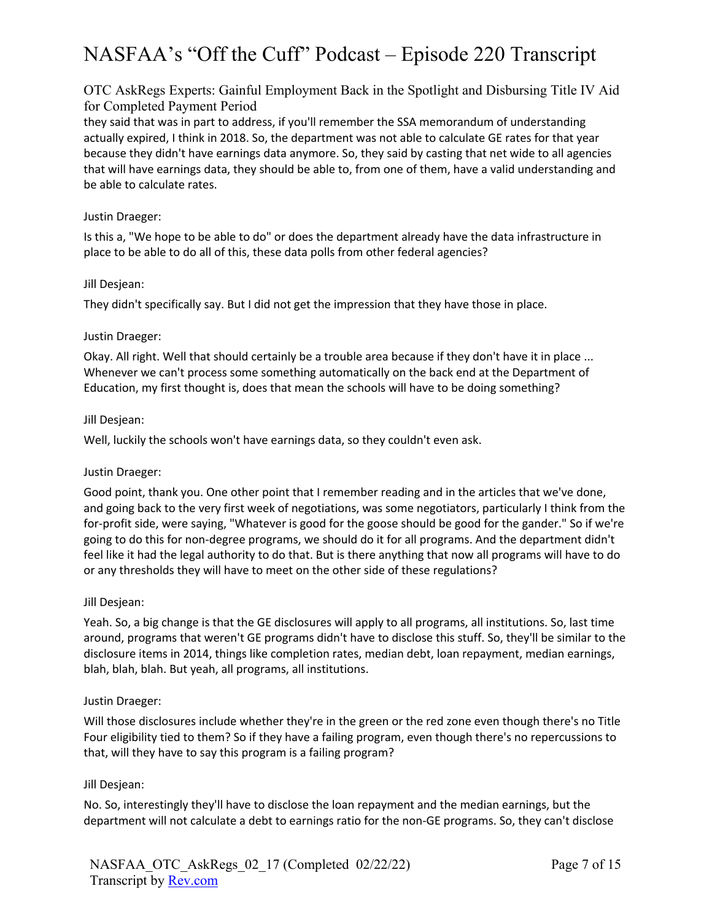they said that was in part to address, if you'll remember the SSA memorandum of understanding actually expired, I think in 2018. So, the department was not able to calculate GE rates for that year because they didn't have earnings data anymore. So, they said by casting that net wide to all agencies that will have earnings data, they should be able to, from one of them, have a valid understanding and be able to calculate rates.

Justin Draeger:

Is this a, "We hope to be able to do" or does the department already have the data infrastructure in place to be able to do all of this, these data polls from other federal agencies?

Jill Desjean:

They didn't specifically say. But I did not get the impression that they have those in place.

Justin Draeger:

Okay. All right. Well that should certainly be a trouble area because if they don't have it in place ... Whenever we can't process some something automatically on the back end at the Department of Education, my first thought is, does that mean the schools will have to be doing something?

Jill Desjean:

Well, luckily the schools won't have earnings data, so they couldn't even ask.

Justin Draeger:

Good point, thank you. One other point that I remember reading and in the articles that we've done, and going back to the very first week of negotiations, was some negotiators, particularly I think from the for-profit side, were saying, "Whatever is good for the goose should be good for the gander." So if we're going to do this for non-degree programs, we should do it for all programs. And the department didn't feel like it had the legal authority to do that. But is there anything that now all programs will have to do or any thresholds they will have to meet on the other side of these regulations?

Jill Desjean:

Yeah. So, a big change is that the GE disclosures will apply to all programs, all institutions. So, last time around, programs that weren't GE programs didn't have to disclose this stuff. So, they'll be similar to the disclosure items in 2014, things like completion rates, median debt, loan repayment, median earnings, blah, blah, blah. But yeah, all programs, all institutions.

Justin Draeger:

Will those disclosures include whether they're in the green or the red zone even though there's no Title Four eligibility tied to them? So if they have a failing program, even though there's no repercussions to that, will they have to say this program is a failing program?

Jill Desjean:

No. So, interestingly they'll have to disclose the loan repayment and the median earnings, but the department will not calculate a debt to earnings ratio for the non-GE programs. So, they can't disclose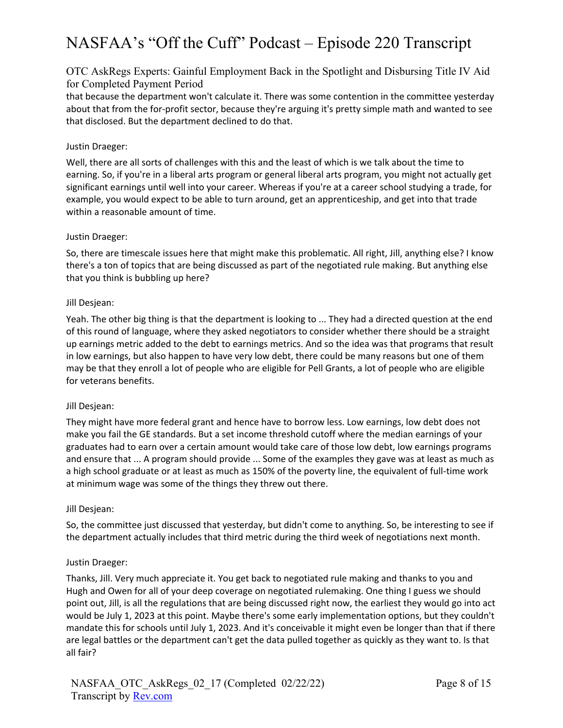that because the department won't calculate it. There was some contention in the committee yesterday about that from the for-profit sector, because they're arguing it's pretty simple math and wanted to see that disclosed. But the department declined to do that.

Justin Draeger:

Well, there are all sorts of challenges with this and the least of which is we talk about the time to earning. So, if you're in a liberal arts program or general liberal arts program, you might not actually get significant earnings until well into your career. Whereas if you're at a career school studying a trade, for example, you would expect to be able to turn around, get an apprenticeship, and get into that trade within a reasonable amount of time.

Justin Draeger:

So, there are timescale issues here that might make this problematic. All right, Jill, anything else? I know there's a ton of topics that are being discussed as part of the negotiated rule making. But anything else that you think is bubbling up here?

Jill Desjean:

Yeah. The other big thing is that the department is looking to ... They had a directed question at the end of this round of language, where they asked negotiators to consider whether there should be a straight up earnings metric added to the debt to earnings metrics. And so the idea was that programs that result in low earnings, but also happen to have very low debt, there could be many reasons but one of them may be that they enroll a lot of people who are eligible for Pell Grants, a lot of people who are eligible for veterans benefits.

Jill Desjean:

They might have more federal grant and hence have to borrow less. Low earnings, low debt does not make you fail the GE standards. But a set income threshold cutoff where the median earnings of your graduates had to earn over a certain amount would take care of those low debt, low earnings programs and ensure that ... A program should provide ... Some of the examples they gave was at least as much as a high school graduate or at least as much as 150% of the poverty line, the equivalent of full-time work at minimum wage was some of the things they threw out there.

Jill Desjean:

So, the committee just discussed that yesterday, but didn't come to anything. So, be interesting to see if the department actually includes that third metric during the third week of negotiations next month.

Justin Draeger:

Thanks, Jill. Very much appreciate it. You get back to negotiated rule making and thanks to you and Hugh and Owen for all of your deep coverage on negotiated rulemaking. One thing I guess we should point out, Jill, is all the regulations that are being discussed right now, the earliest they would go into act would be July 1, 2023 at this point. Maybe there's some early implementation options, but they couldn't mandate this for schools until July 1, 2023. And it's conceivable it might even be longer than that if there are legal battles or the department can't get the data pulled together as quickly as they want to. Is that all fair?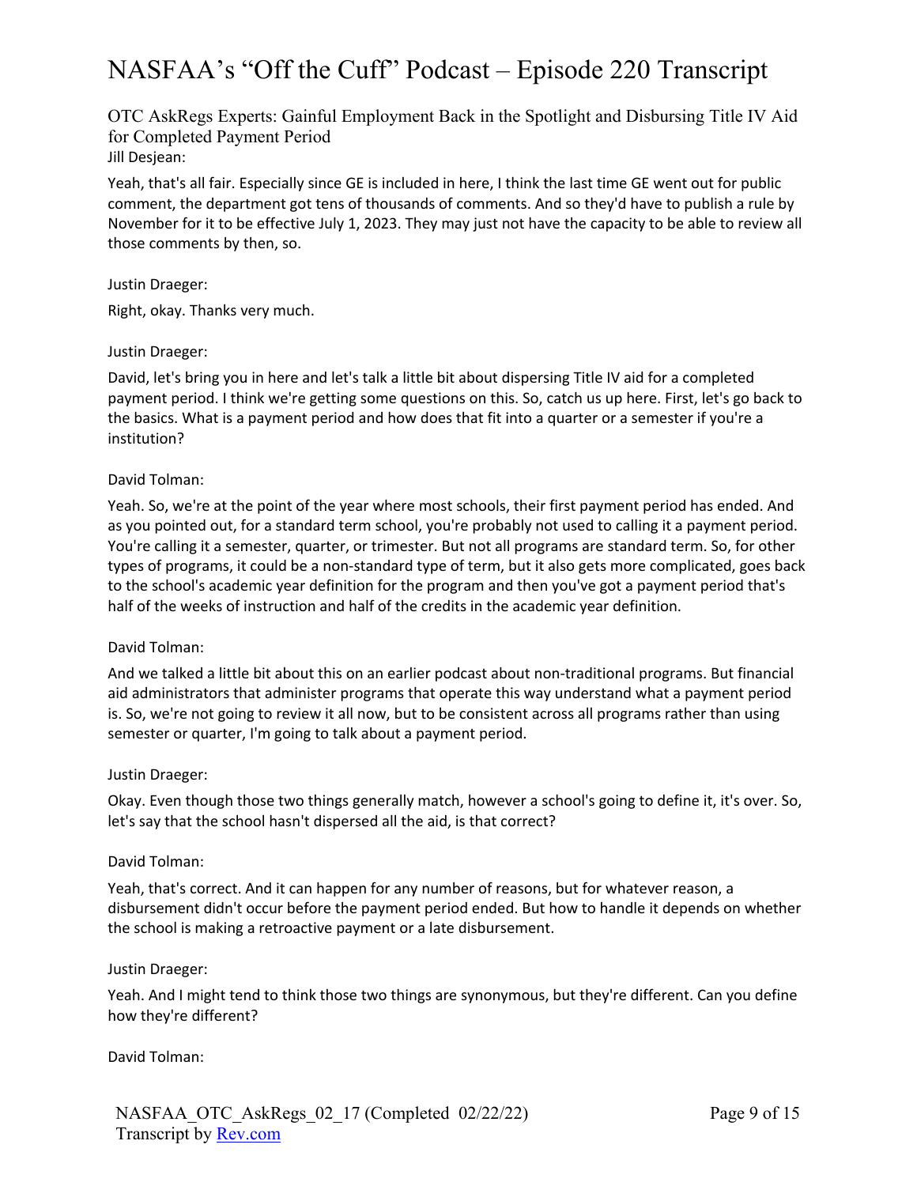Jill Desjean:

Yeah, that's all fair. Especially since GE is included in here, I think the last time GE went out for public comment, the department got tens of thousands of comments. And so they'd have to publish a rule by November for it to be effective July 1, 2023. They may just not have the capacity to be able to review all those comments by then, so.

Justin Draeger:

Right, okay. Thanks very much.

Justin Draeger:

David, let's bring you in here and let's talk a little bit about dispersing Title IV aid for a completed payment period. I think we're getting some questions on this. So, catch us up here. First, let's go back to the basics. What is a payment period and how does that fit into a quarter or a semester if you're a institution?

David Tolman:

Yeah. So, we're at the point of the year where most schools, their first payment period has ended. And as you pointed out, for a standard term school, you're probably not used to calling it a payment period. You're calling it a semester, quarter, or trimester. But not all programs are standard term. So, for other types of programs, it could be a non-standard type of term, but it also gets more complicated, goes back to the school's academic year definition for the program and then you've got a payment period that's half of the weeks of instruction and half of the credits in the academic year definition.

David Tolman:

And we talked a little bit about this on an earlier podcast about non-traditional programs. But financial aid administrators that administer programs that operate this way understand what a payment period is. So, we're not going to review it all now, but to be consistent across all programs rather than using semester or quarter, I'm going to talk about a payment period.

Justin Draeger:

Okay. Even though those two things generally match, however a school's going to define it, it's over. So, let's say that the school hasn't dispersed all the aid, is that correct?

David Tolman:

Yeah, that's correct. And it can happen for any number of reasons, but for whatever reason, a disbursement didn't occur before the payment period ended. But how to handle it depends on whether the school is making a retroactive payment or a late disbursement.

Justin Draeger:

Yeah. And I might tend to think those two things are synonymous, but they're different. Can you define how they're different?

David Tolman: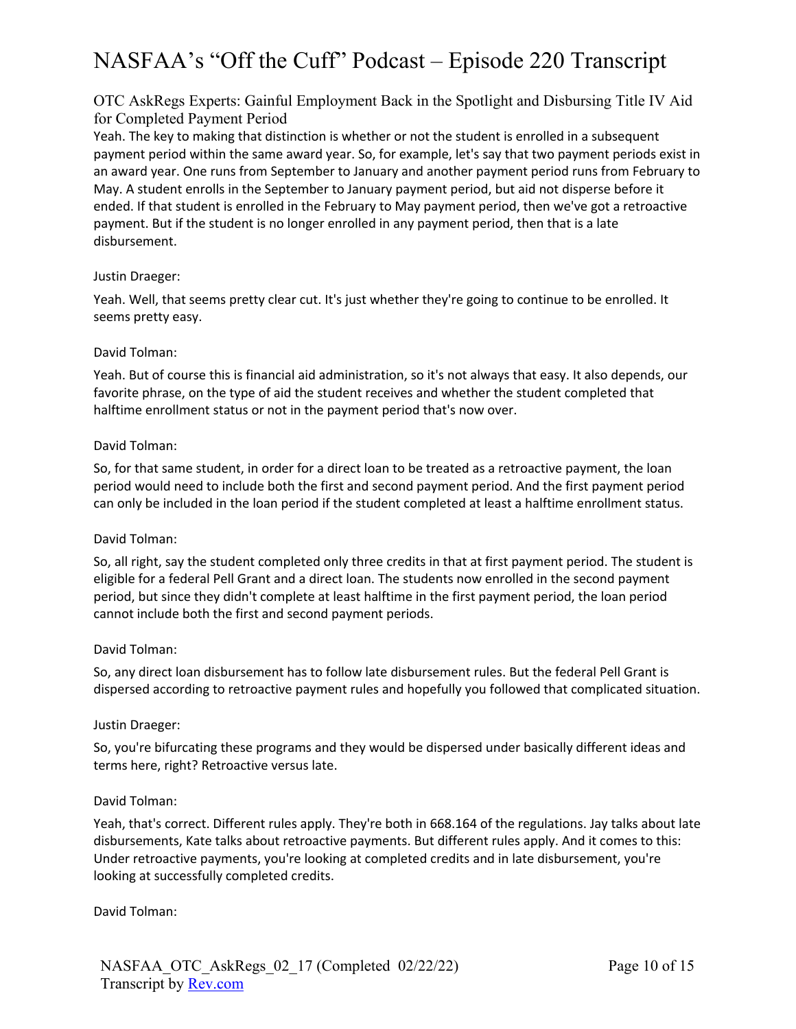Yeah. The key to making that distinction is whether or not the student is enrolled in a subsequent payment period within the same award year. So, for example, let's say that two payment periods exist in an award year. One runs from September to January and another payment period runs from February to May. A student enrolls in the September to January payment period, but aid not disperse before it ended. If that student is enrolled in the February to May payment period, then we've got a retroactive payment. But if the student is no longer enrolled in any payment period, then that is a late disbursement.

Justin Draeger:

Yeah. Well, that seems pretty clear cut. It's just whether they're going to continue to be enrolled. It seems pretty easy.

David Tolman:

Yeah. But of course this is financial aid administration, so it's not always that easy. It also depends, our favorite phrase, on the type of aid the student receives and whether the student completed that halftime enrollment status or not in the payment period that's now over.

David Tolman:

So, for that same student, in order for a direct loan to be treated as a retroactive payment, the loan period would need to include both the first and second payment period. And the first payment period can only be included in the loan period if the student completed at least a halftime enrollment status.

David Tolman:

So, all right, say the student completed only three credits in that at first payment period. The student is eligible for a federal Pell Grant and a direct loan. The students now enrolled in the second payment period, but since they didn't complete at least halftime in the first payment period, the loan period cannot include both the first and second payment periods.

David Tolman:

So, any direct loan disbursement has to follow late disbursement rules. But the federal Pell Grant is dispersed according to retroactive payment rules and hopefully you followed that complicated situation.

Justin Draeger:

So, you're bifurcating these programs and they would be dispersed under basically different ideas and terms here, right? Retroactive versus late.

David Tolman:

Yeah, that's correct. Different rules apply. They're both in 668.164 of the regulations. Jay talks about late disbursements, Kate talks about retroactive payments. But different rules apply. And it comes to this: Under retroactive payments, you're looking at completed credits and in late disbursement, you're looking at successfully completed credits.

David Tolman: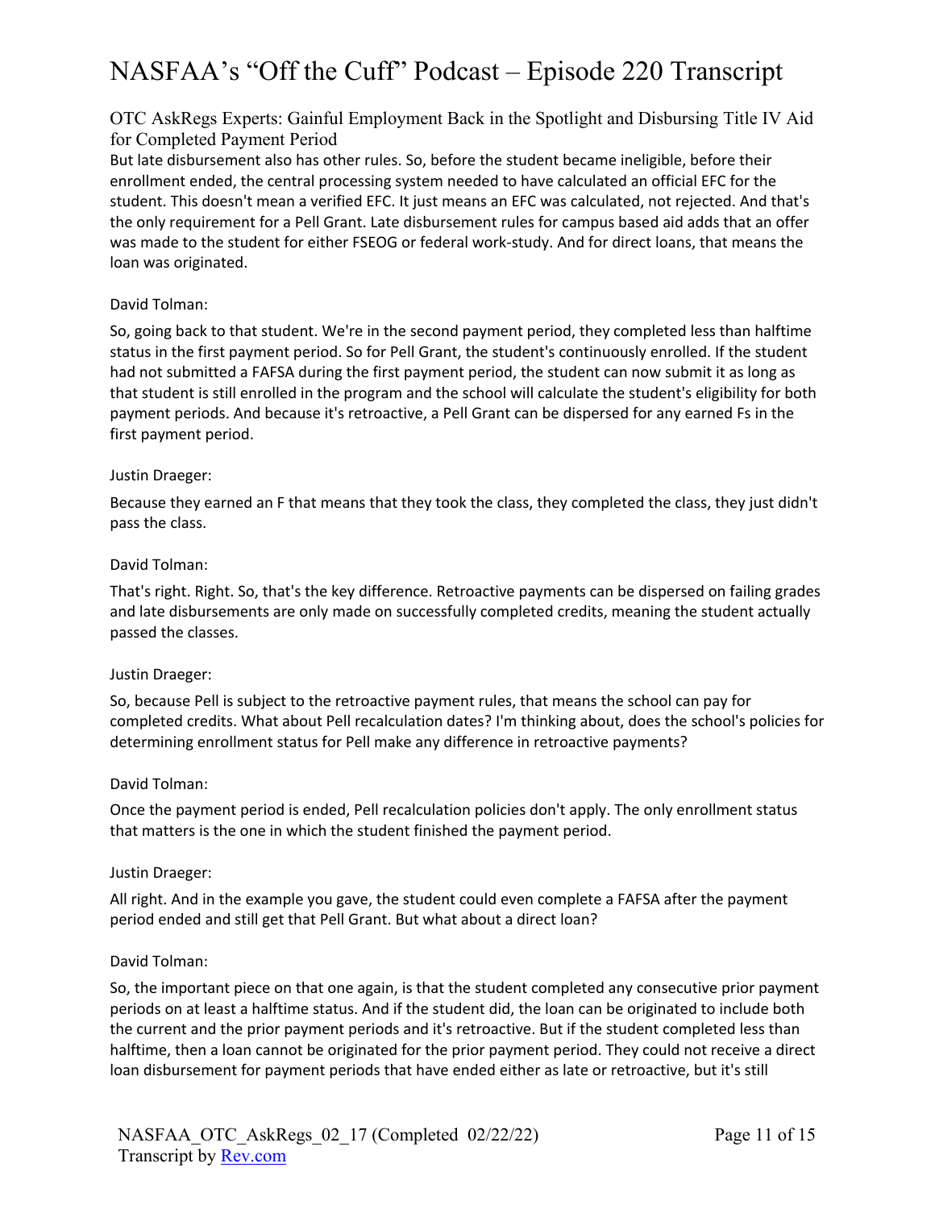But late disbursement also has other rules. So, before the student became ineligible, before their enrollment ended, the central processing system needed to have calculated an official EFC for the student. This doesn't mean a verified EFC. It just means an EFC was calculated, not rejected. And that's the only requirement for a Pell Grant. Late disbursement rules for campus based aid adds that an offer was made to the student for either FSEOG or federal work-study. And for direct loans, that means the loan was originated.

David Tolman:

So, going back to that student. We're in the second payment period, they completed less than halftime status in the first payment period. So for Pell Grant, the student's continuously enrolled. If the student had not submitted a FAFSA during the first payment period, the student can now submit it as long as that student is still enrolled in the program and the school will calculate the student's eligibility for both payment periods. And because it's retroactive, a Pell Grant can be dispersed for any earned Fs in the first payment period.

Justin Draeger:

Because they earned an F that means that they took the class, they completed the class, they just didn't pass the class.

David Tolman:

That's right. Right. So, that's the key difference. Retroactive payments can be dispersed on failing grades and late disbursements are only made on successfully completed credits, meaning the student actually passed the classes.

Justin Draeger:

So, because Pell is subject to the retroactive payment rules, that means the school can pay for completed credits. What about Pell recalculation dates? I'm thinking about, does the school's policies for determining enrollment status for Pell make any difference in retroactive payments?

David Tolman:

Once the payment period is ended, Pell recalculation policies don't apply. The only enrollment status that matters is the one in which the student finished the payment period.

Justin Draeger:

All right. And in the example you gave, the student could even complete a FAFSA after the payment period ended and still get that Pell Grant. But what about a direct loan?

David Tolman:

So, the important piece on that one again, is that the student completed any consecutive prior payment periods on at least a halftime status. And if the student did, the loan can be originated to include both the current and the prior payment periods and it's retroactive. But if the student completed less than halftime, then a loan cannot be originated for the prior payment period. They could not receive a direct loan disbursement for payment periods that have ended either as late or retroactive, but it's still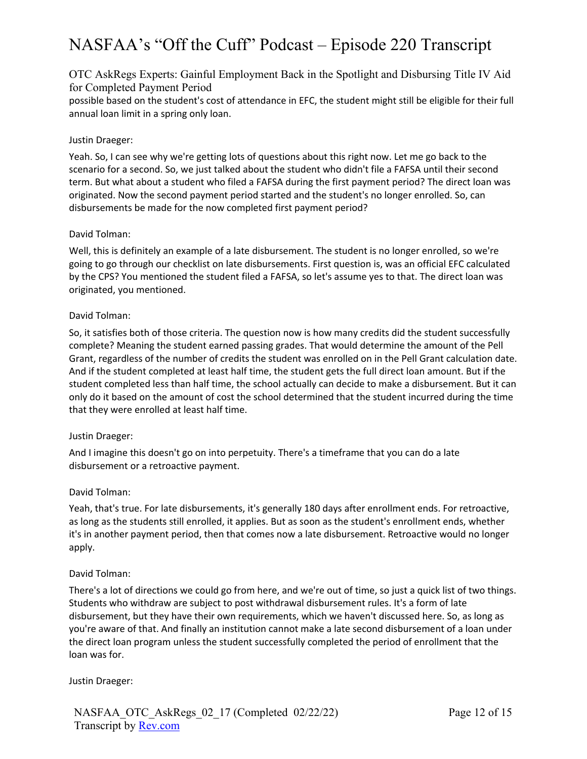possible based on the student's cost of attendance in EFC, the student might still be eligible for their full annual loan limit in a spring only loan.

Justin Draeger:

Yeah. So, I can see why we're getting lots of questions about this right now. Let me go back to the scenario for a second. So, we just talked about the student who didn't file a FAFSA until their second term. But what about a student who filed a FAFSA during the first payment period? The direct loan was originated. Now the second payment period started and the student's no longer enrolled. So, can disbursements be made for the now completed first payment period?

David Tolman:

Well, this is definitely an example of a late disbursement. The student is no longer enrolled, so we're going to go through our checklist on late disbursements. First question is, was an official EFC calculated by the CPS? You mentioned the student filed a FAFSA, so let's assume yes to that. The direct loan was originated, you mentioned.

David Tolman:

So, it satisfies both of those criteria. The question now is how many credits did the student successfully complete? Meaning the student earned passing grades. That would determine the amount of the Pell Grant, regardless of the number of credits the student was enrolled on in the Pell Grant calculation date. And if the student completed at least half time, the student gets the full direct loan amount. But if the student completed less than half time, the school actually can decide to make a disbursement. But it can only do it based on the amount of cost the school determined that the student incurred during the time that they were enrolled at least half time.

Justin Draeger:

And I imagine this doesn't go on into perpetuity. There's a timeframe that you can do a late disbursement or a retroactive payment.

David Tolman:

Yeah, that's true. For late disbursements, it's generally 180 days after enrollment ends. For retroactive, as long as the students still enrolled, it applies. But as soon as the student's enrollment ends, whether it's in another payment period, then that comes now a late disbursement. Retroactive would no longer apply.

David Tolman:

There's a lot of directions we could go from here, and we're out of time, so just a quick list of two things. Students who withdraw are subject to post withdrawal disbursement rules. It's a form of late disbursement, but they have their own requirements, which we haven't discussed here. So, as long as you're aware of that. And finally an institution cannot make a late second disbursement of a loan under the direct loan program unless the student successfully completed the period of enrollment that the loan was for.

Justin Draeger: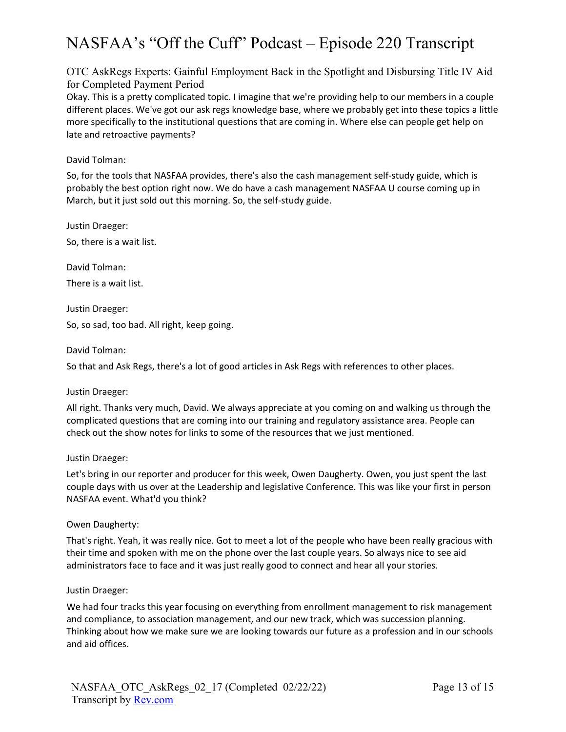Okay. This is a pretty complicated topic. I imagine that we're providing help to our members in a couple different places. We've got our ask regs knowledge base, where we probably get into these topics a little more specifically to the institutional questions that are coming in. Where else can people get help on late and retroactive payments?

David Tolman:

So, for the tools that NASFAA provides, there's also the cash management self-study guide, which is probably the best option right now. We do have a cash management NASFAA U course coming up in March, but it just sold out this morning. So, the self-study guide.

Justin Draeger:

So, there is a wait list.

David Tolman:

There is a wait list.

Justin Draeger:

So, so sad, too bad. All right, keep going.

David Tolman:

So that and Ask Regs, there's a lot of good articles in Ask Regs with references to other places.

Justin Draeger:

All right. Thanks very much, David. We always appreciate at you coming on and walking us through the complicated questions that are coming into our training and regulatory assistance area. People can check out the show notes for links to some of the resources that we just mentioned.

Justin Draeger:

Let's bring in our reporter and producer for this week, Owen Daugherty. Owen, you just spent the last couple days with us over at the Leadership and legislative Conference. This was like your first in person NASFAA event. What'd you think?

Owen Daugherty:

That's right. Yeah, it was really nice. Got to meet a lot of the people who have been really gracious with their time and spoken with me on the phone over the last couple years. So always nice to see aid administrators face to face and it was just really good to connect and hear all your stories.

Justin Draeger:

We had four tracks this year focusing on everything from enrollment management to risk management and compliance, to association management, and our new track, which was succession planning. Thinking about how we make sure we are looking towards our future as a profession and in our schools and aid offices.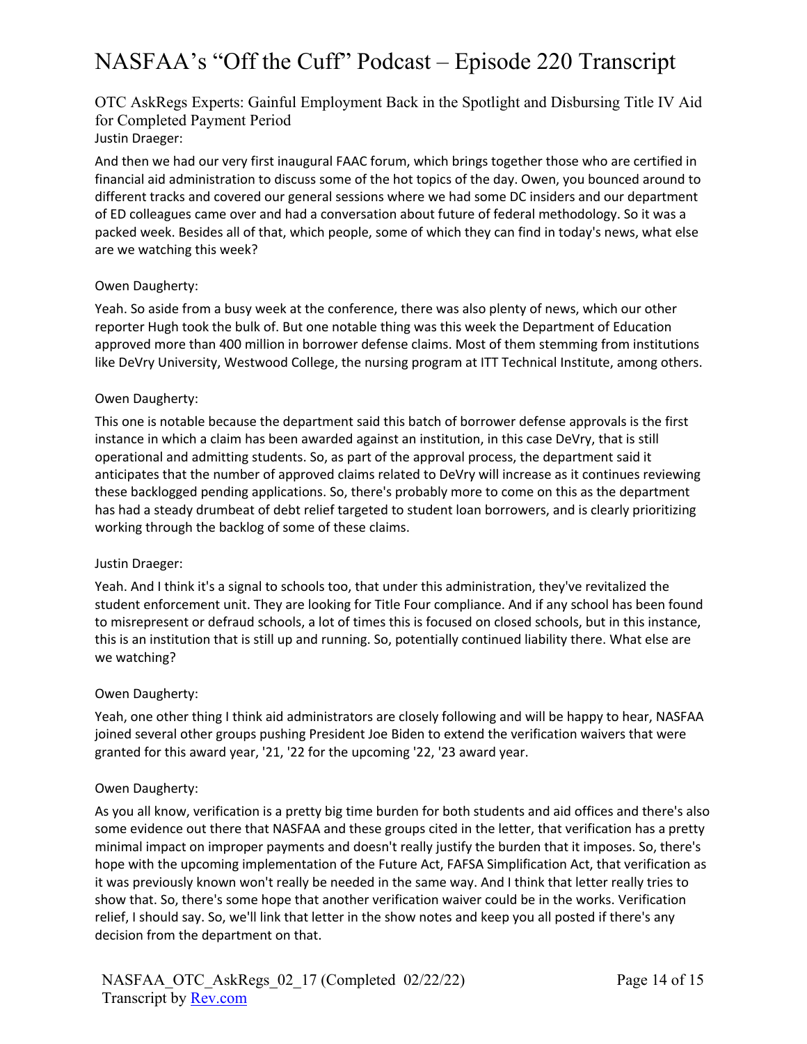Justin Draeger:

And then we had our very first inaugural FAAC forum, which brings together those who are certified in financial aid administration to discuss some of the hot topics of the day. Owen, you bounced around to different tracks and covered our general sessions where we had some DC insiders and our department of ED colleagues came over and had a conversation about future of federal methodology. So it was a packed week. Besides all of that, which people, some of which they can find in today's news, what else are we watching this week?

Owen Daugherty:

Yeah. So aside from a busy week at the conference, there was also plenty of news, which our other reporter Hugh took the bulk of. But one notable thing was this week the Department of Education approved more than 400 million in borrower defense claims. Most of them stemming from institutions like DeVry University, Westwood College, the nursing program at ITT Technical Institute, among others.

Owen Daugherty:

This one is notable because the department said this batch of borrower defense approvals is the first instance in which a claim has been awarded against an institution, in this case DeVry, that is still operational and admitting students. So, as part of the approval process, the department said it anticipates that the number of approved claims related to DeVry will increase as it continues reviewing these backlogged pending applications. So, there's probably more to come on this as the department has had a steady drumbeat of debt relief targeted to student loan borrowers, and is clearly prioritizing working through the backlog of some of these claims.

Justin Draeger:

Yeah. And I think it's a signal to schools too, that under this administration, they've revitalized the student enforcement unit. They are looking for Title Four compliance. And if any school has been found to misrepresent or defraud schools, a lot of times this is focused on closed schools, but in this instance, this is an institution that is still up and running. So, potentially continued liability there. What else are we watching?

Owen Daugherty:

Yeah, one other thing I think aid administrators are closely following and will be happy to hear, NASFAA joined several other groups pushing President Joe Biden to extend the verification waivers that were granted for this award year, '21, '22 for the upcoming '22, '23 award year.

Owen Daugherty:

As you all know, verification is a pretty big time burden for both students and aid offices and there's also some evidence out there that NASFAA and these groups cited in the letter, that verification has a pretty minimal impact on improper payments and doesn't really justify the burden that it imposes. So, there's hope with the upcoming implementation of the Future Act, FAFSA Simplification Act, that verification as it was previously known won't really be needed in the same way. And I think that letter really tries to show that. So, there's some hope that another verification waiver could be in the works. Verification relief, I should say. So, we'll link that letter in the show notes and keep you all posted if there's any decision from the department on that.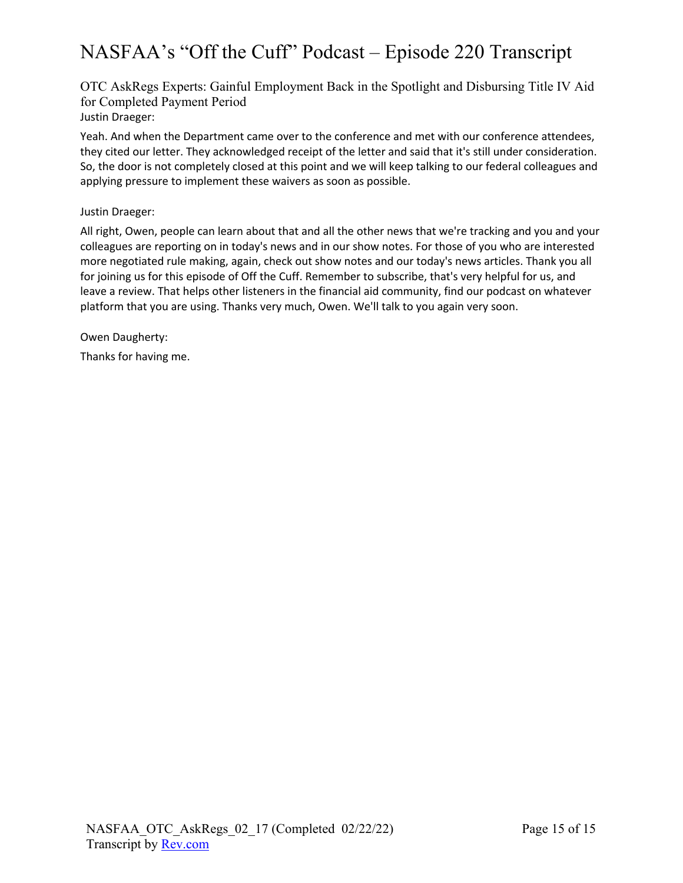Justin Draeger:

Yeah. And when the Department came over to the conference and met with our conference attendees, they cited our letter. They acknowledged receipt of the letter and said that it's still under consideration. So, the door is not completely closed at this point and we will keep talking to our federal colleagues and applying pressure to implement these waivers as soon as possible.

Justin Draeger:

All right, Owen, people can learn about that and all the other news that we're tracking and you and your colleagues are reporting on in today's news and in our show notes. For those of you who are interested more negotiated rule making, again, check out show notes and our today's news articles. Thank you all for joining us for this episode of Off the Cuff. Remember to subscribe, that's very helpful for us, and leave a review. That helps other listeners in the financial aid community, find our podcast on whatever platform that you are using. Thanks very much, Owen. We'll talk to you again very soon.

Owen Daugherty:

Thanks for having me.